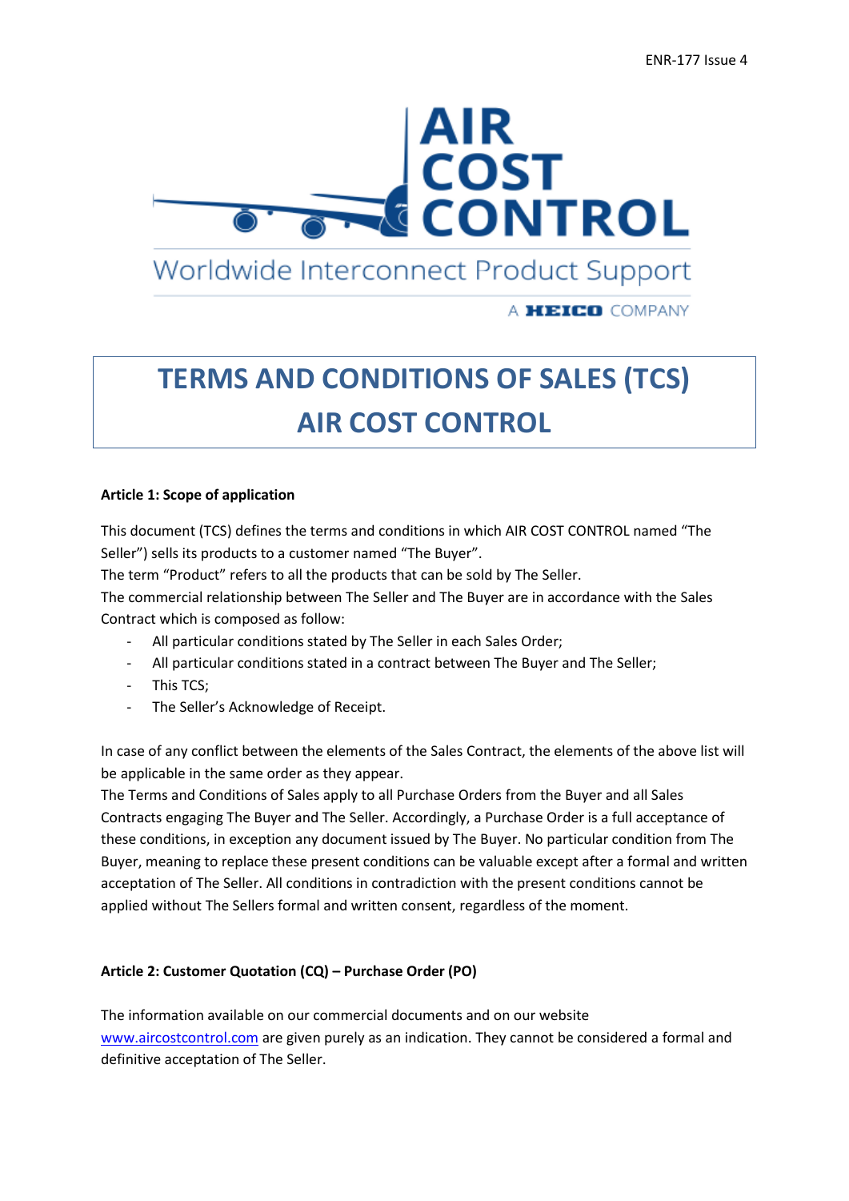# TERMS AND CONDITIONS OF SALES (TCS) AIR COST CONTROL

**Article 1: Scope of application**

This document (TCS) defines the terms and conditions in which AIR COST CONTROL named "The Seller") sells its products to a customer named "The Buyer".

The term "Product" refers to all the products that can be sold by The Seller.

The commercial relationship between The Seller and The Buyer are in accordance with the Sales Contract which is composed as follow:

- All particular conditions stated by The Seller in each Sales Order;
- All particular conditions stated in a contract between The Buyer and The Seller;
- This TCS;
- The Seller's Acknowledge of Receipt.

In case of any conflict between the elements of the Sales Contract, the elements of the above list will be applicable in the same order as they appear.

The Terms and Conditions of Sales apply to all Purchase Orders from the Buyer and all Sales Contracts engaging The Buyer and The Seller. Accordingly, a Purchase Order is a full acceptance of these conditions, in exception any document issued by The Buyer. No particular condition from The Buyer, meaning to replace these present conditions can be valuable except after a formal and written acceptance of The Seller. All conditions in contradiction with the present conditions cannot be applied without The Sellers formal and written consent, regardless of the moment.

**Article 2: Customer Quotation (CQ) – Purchase Order (PO)**

The information available on our commercial documents and on our website www.aircostcontrol.com are given purely as an indication. They cannot be considered a formal and definitive acceptance of The Seller.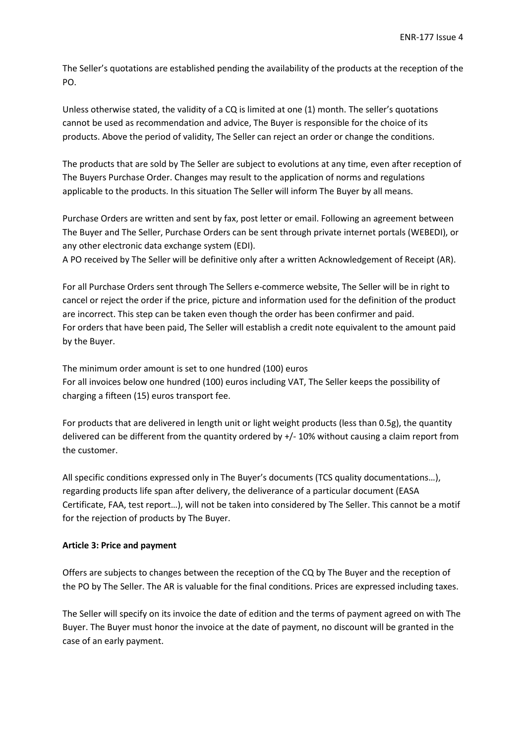The Seller's quotations are established pending the availability of the products at the reception of the PO.

Unless otherwise stated, the validity of a CQ is limited at one (1) month. The seller's quotations cannot be used as recommendation and advice, The Buyer is responsible for the choice of its products. Above the period of validity, The Seller can reject an order or change the conditions.

The products that are sold by The Seller are subject to evolutions at any time, even after reception of The Buyers Purchase Order. Changes may result to the application of norms and regulations applicable to the products. In this situation The Seller will inform The Buyer by all means.

Purchase Orders are written and sent by fax, post letter or email. Following an agreement between The Buyer and The Seller, Purchase Orders can be sent through private internet portals (WEBEDI), or any other electronic data exchange system (EDI).
A PO received by The Seller will be definitive only after a written Acknowledgement of Receipt (AR).

For all Purchase Orders sent through The Sellers e-commerce website, The Seller will be in right to cancel or reject the order if the price, picture and information used for the definition of the product are incorrect. This step can be taken even though the order has been confirmer and paid.
For orders that have been paid, The Seller will establish a credit note equivalent to the amount paid by the Buyer.

The minimum order amount is set to one hundred (100) euros
For all invoices below one hundred (100) euros including VAT, The Seller keeps the possibility of charging a fifteen (15) euros transport fee.

For products that are delivered in length unit or light weight products (less than 0.5g), the quantity delivered can be different from the quantity ordered by +/- 10% without causing a claim report from the customer.

All specific conditions expressed only in The Buyer's documents (TCS quality documentations…), regarding products life span after delivery, the deliverance of a particular document (EASA Certificate, FAA, test report…), will not be taken into considered by The Seller. This cannot be a motif for the rejection of products by The Buyer.

**Article 3: Price and payment**

Offers are subjects to changes between the reception of the CQ by The Buyer and the reception of the PO by The Seller. The AR is valuable for the final conditions. Prices are expressed including taxes.

The Seller will specify on its invoice the date of edition and the terms of payment agreed on with The Buyer. The Buyer must honor the invoice at the date of payment, no discount will be granted in the case of an early payment.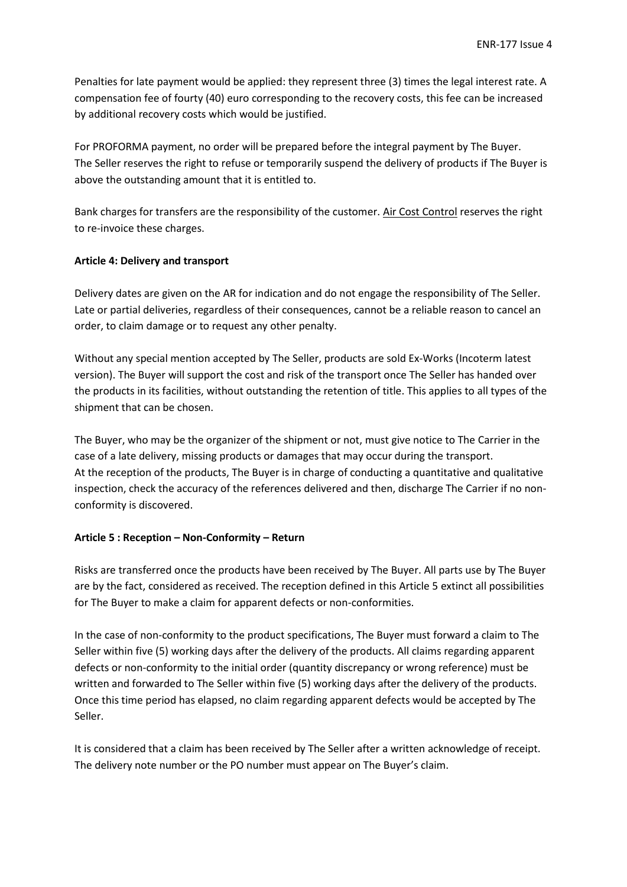Penalties for late payment would be applied: they represent three (3) times the legal interest rate. A compensation fee of fourty (40) euro corresponding to the recovery costs, this fee can be increased by additional recovery costs which would be justified.

For PROFORMA payment, no order will be prepared before the integral payment by The Buyer. The Seller reserves the right to refuse or temporarily suspend the delivery of products if The Buyer is above the outstanding amount that it is entitled to.

Bank charges for transfers are the responsibility of the customer. Air Cost Control reserves the right to re-invoice these charges.

**Article 4: Delivery and transport**

Delivery dates are given on the AR for indication and do not engage the responsibility of The Seller. Late or partial deliveries, regardless of their consequences, cannot be a reliable reason to cancel an order, to claim damage or to request any other penalty.

Without any special mention accepted by The Seller, products are sold Ex-Works (Incoterm latest version). The Buyer will support the cost and risk of the transport once The Seller has handed over the products in its facilities, without outstanding the retention of title. This applies to all types of the shipment that can be chosen.

The Buyer, who may be the organizer of the shipment or not, must give notice to The Carrier in the case of a late delivery, missing products or damages that may occur during the transport.
At the reception of the products, The Buyer is in charge of conducting a quantitative and qualitative inspection, check the accuracy of the references delivered and then, discharge The Carrier if no non-conformity is discovered.

**Article 5 : Reception – Non-Conformity – Return**

Risks are transferred once the products have been received by The Buyer. All parts use by The Buyer are by the fact, considered as received. The reception defined in this Article 5 extinct all possibilities for The Buyer to make a claim for apparent defects or non-conformities.

In the case of non-conformity to the product specifications, The Buyer must forward a claim to The Seller within five (5) working days after the delivery of the products. All claims regarding apparent defects or non-conformity to the initial order (quantity discrepancy or wrong reference) must be written and forwarded to The Seller within five (5) working days after the delivery of the products. Once this time period has elapsed, no claim regarding apparent defects would be accepted by The Seller.

It is considered that a claim has been received by The Seller after a written acknowledge of receipt. The delivery note number or the PO number must appear on The Buyer's claim.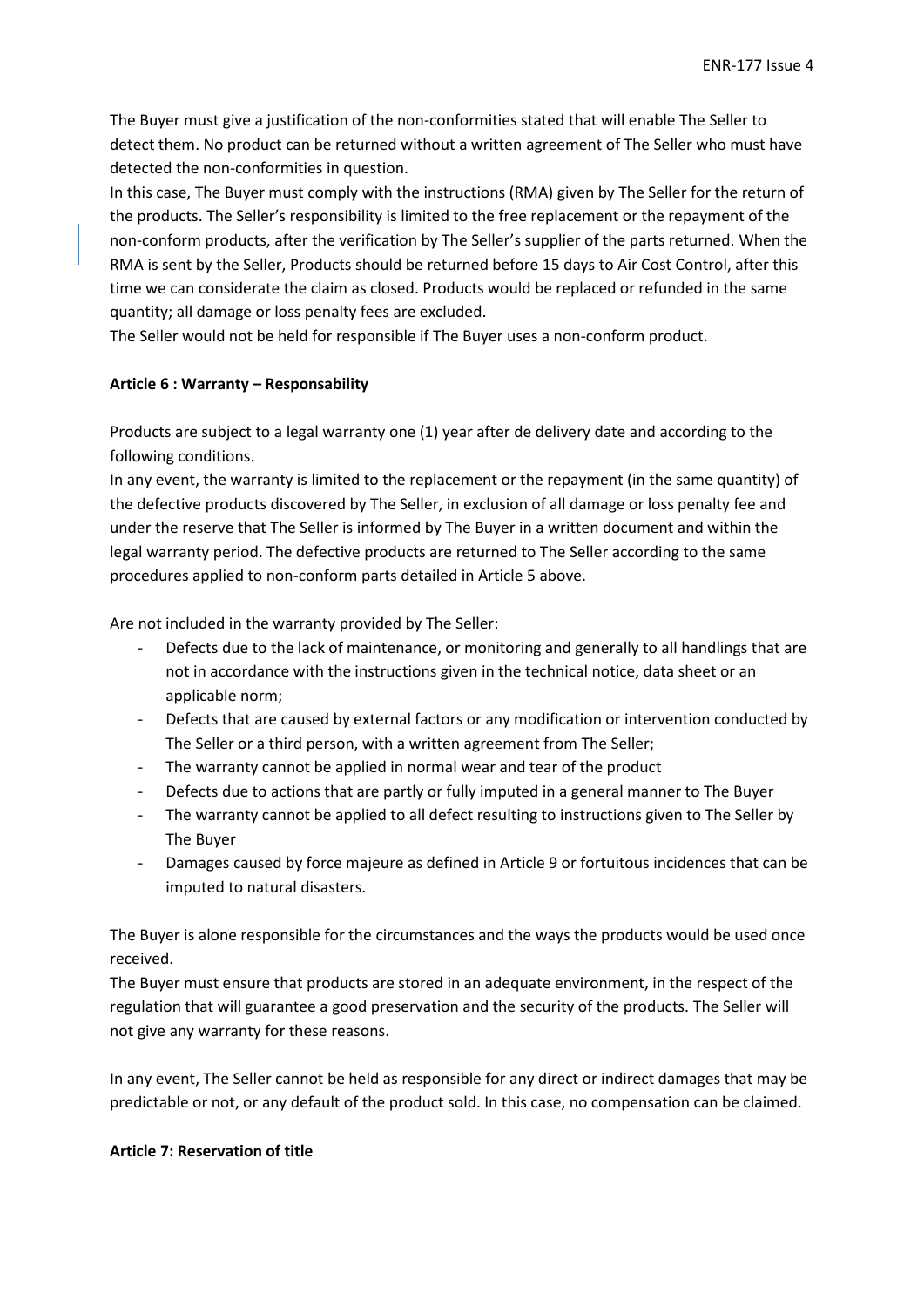The Buyer must give a justification of the non-conformities stated that will enable The Seller to detect them. No product can be returned without a written agreement of The Seller who must have detected the non-conformities in question.
In this case, The Buyer must comply with the instructions (RMA) given by The Seller for the return of the products. The Seller's responsibility is limited to the free replacement or the repayment of the non-conform products, after the verification by The Seller's supplier of the parts returned. When the RMA is sent by the Seller, Products should be returned before 15 days to Air Cost Control, after this time we can considerate the claim as closed. Products would be replaced or refunded in the same quantity; all damage or loss penalty fees are excluded.
The Seller would not be held for responsible if The Buyer uses a non-conform product.

**Article 6 : Warranty – Responsability**

Products are subject to a legal warranty one (1) year after de delivery date and according to the following conditions.
In any event, the warranty is limited to the replacement or the repayment (in the same quantity) of the defective products discovered by The Seller, in exclusion of all damage or loss penalty fee and under the reserve that The Seller is informed by The Buyer in a written document and within the legal warranty period. The defective products are returned to The Seller according to the same procedures applied to non-conform parts detailed in Article 5 above.

Are not included in the warranty provided by The Seller:

- Defects due to the lack of maintenance, or monitoring and generally to all handlings that are not in accordance with the instructions given in the technical notice, data sheet or an applicable norm;
- Defects that are caused by external factors or any modification or intervention conducted by The Seller or a third person, with a written agreement from The Seller;
- The warranty cannot be applied in normal wear and tear of the product
- Defects due to actions that are partly or fully imputed in a general manner to The Buyer
- The warranty cannot be applied to all defect resulting to instructions given to The Seller by The Buyer
- Damages caused by force majeure as defined in Article 9 or fortuitous incidences that can be imputed to natural disasters.

The Buyer is alone responsible for the circumstances and the ways the products would be used once received.
The Buyer must ensure that products are stored in an adequate environment, in the respect of the regulation that will guarantee a good preservation and the security of the products. The Seller will not give any warranty for these reasons.

In any event, The Seller cannot be held as responsible for any direct or indirect damages that may be predictable or not, or any default of the product sold. In this case, no compensation can be claimed.

**Article 7: Reservation of title**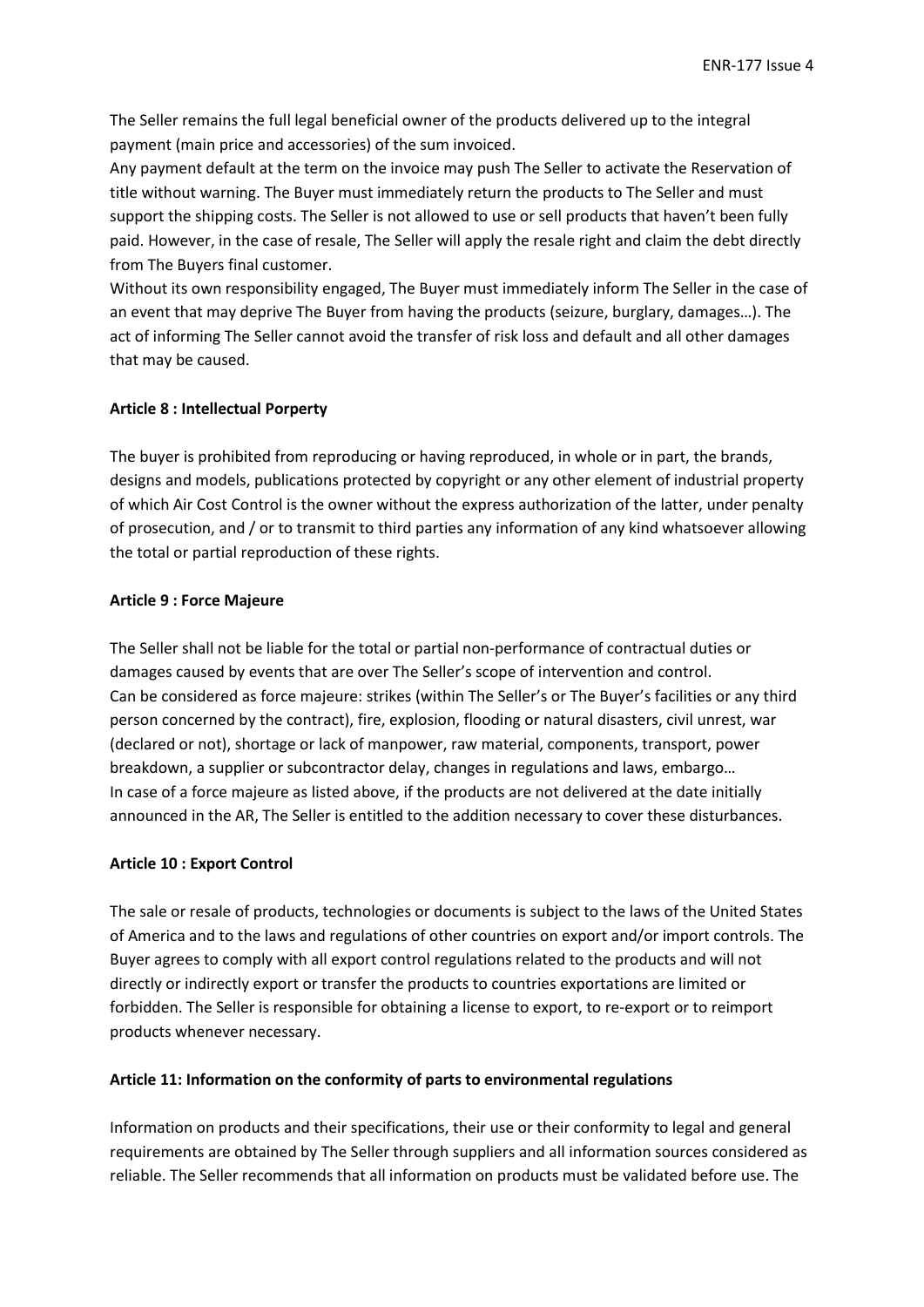The Seller remains the full legal beneficial owner of the products delivered up to the integral payment (main price and accessories) of the sum invoiced.
Any payment default at the term on the invoice may push The Seller to activate the Reservation of title without warning. The Buyer must immediately return the products to The Seller and must support the shipping costs. The Seller is not allowed to use or sell products that haven't been fully paid. However, in the case of resale, The Seller will apply the resale right and claim the debt directly from The Buyers final customer.
Without its own responsibility engaged, The Buyer must immediately inform The Seller in the case of an event that may deprive The Buyer from having the products (seizure, burglary, damages…). The act of informing The Seller cannot avoid the transfer of risk loss and default and all other damages that may be caused.

**Article 8 : Intellectual Porperty**

The buyer is prohibited from reproducing or having reproduced, in whole or in part, the brands, designs and models, publications protected by copyright or any other element of industrial property of which Air Cost Control is the owner without the express authorization of the latter, under penalty of prosecution, and / or to transmit to third parties any information of any kind whatsoever allowing the total or partial reproduction of these rights.

**Article 9 : Force Majeure**

The Seller shall not be liable for the total or partial non-performance of contractual duties or damages caused by events that are over The Seller's scope of intervention and control.
Can be considered as force majeure: strikes (within The Seller's or The Buyer's facilities or any third person concerned by the contract), fire, explosion, flooding or natural disasters, civil unrest, war (declared or not), shortage or lack of manpower, raw material, components, transport, power breakdown, a supplier or subcontractor delay, changes in regulations and laws, embargo…
In case of a force majeure as listed above, if the products are not delivered at the date initially announced in the AR, The Seller is entitled to the addition necessary to cover these disturbances.

**Article 10 : Export Control**

The sale or resale of products, technologies or documents is subject to the laws of the United States of America and to the laws and regulations of other countries on export and/or import controls. The Buyer agrees to comply with all export control regulations related to the products and will not directly or indirectly export or transfer the products to countries exportations are limited or forbidden. The Seller is responsible for obtaining a license to export, to re-export or to reimport products whenever necessary.

**Article 11: Information on the conformity of parts to environmental regulations**

Information on products and their specifications, their use or their conformity to legal and general requirements are obtained by The Seller through suppliers and all information sources considered as reliable. The Seller recommends that all information on products must be validated before use. The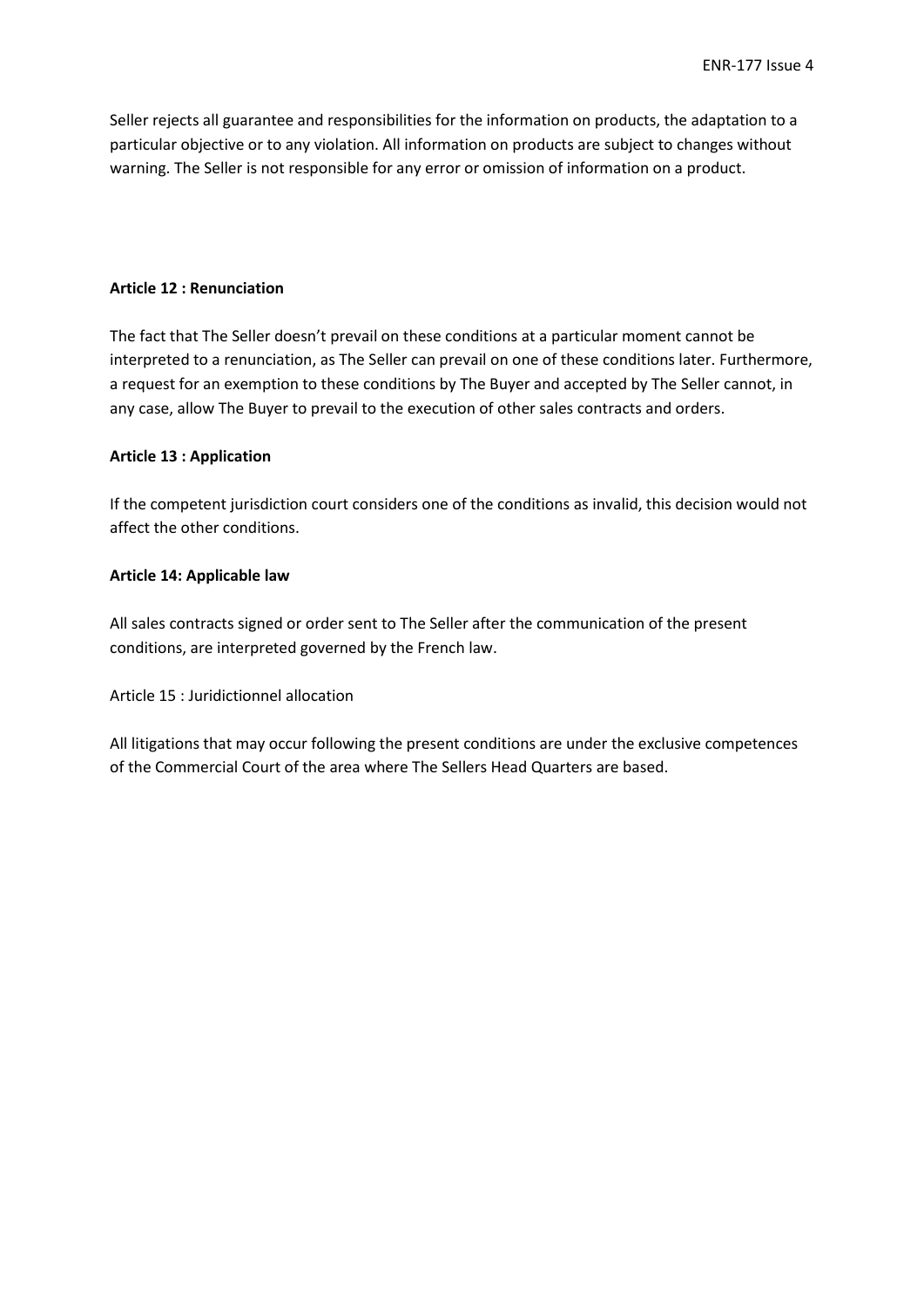Seller rejects all guarantee and responsibilities for the information on products, the adaptation to a particular objective or to any violation. All information on products are subject to changes without warning. The Seller is not responsible for any error or omission of information on a product.

**Article 12 : Renunciation**

The fact that The Seller doesn't prevail on these conditions at a particular moment cannot be interpreted to a renunciation, as The Seller can prevail on one of these conditions later. Furthermore, a request for an exemption to these conditions by The Buyer and accepted by The Seller cannot, in any case, allow The Buyer to prevail to the execution of other sales contracts and orders.

**Article 13 : Application**

If the competent jurisdiction court considers one of the conditions as invalid, this decision would not affect the other conditions.

**Article 14: Applicable law**

All sales contracts signed or order sent to The Seller after the communication of the present conditions, are interpreted governed by the French law.

Article 15 : Juridictionnel allocation

All litigations that may occur following the present conditions are under the exclusive competences of the Commercial Court of the area where The Sellers Head Quarters are based.